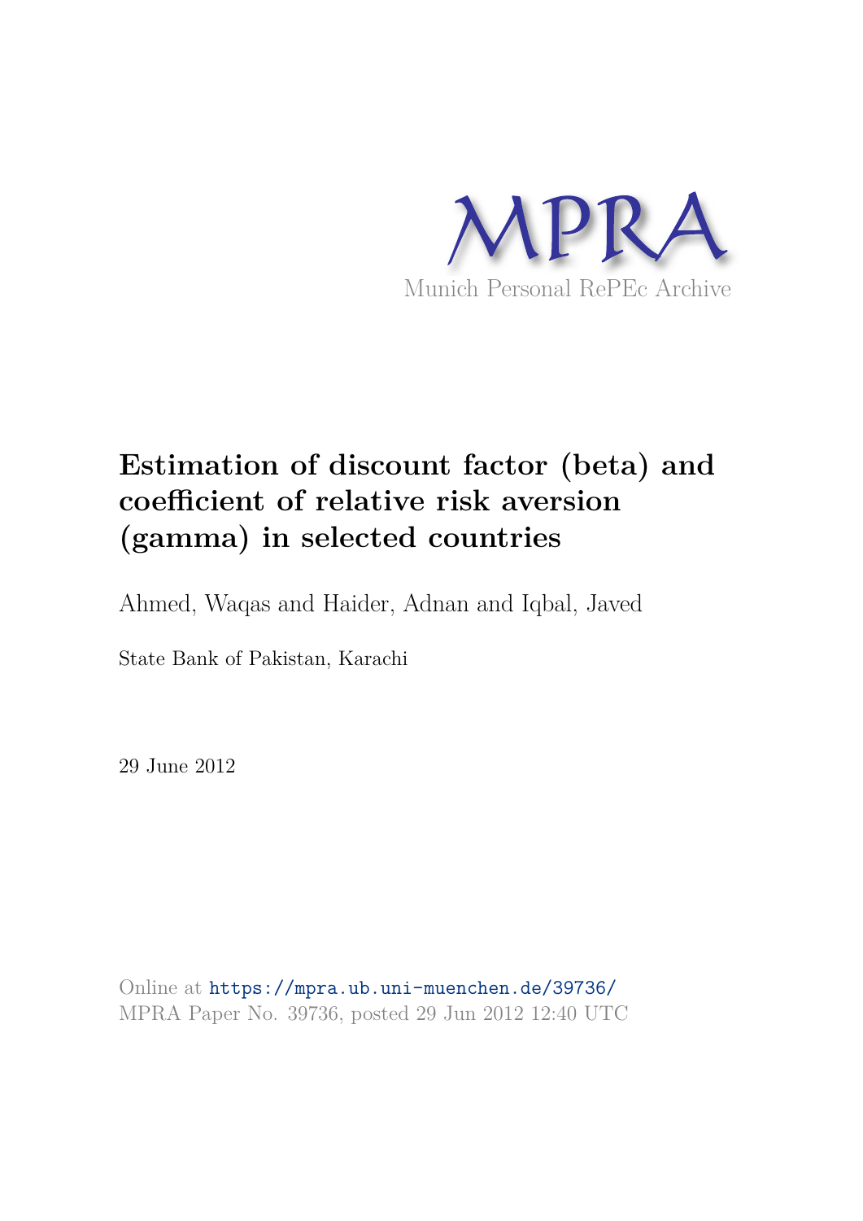MPRA

Munich Personal RePEc Archive

# Estimation of discount factor (beta) and coefficient of relative risk aversion (gamma) in selected countries

Ahmed, Waqas and Haider, Adnan and Iqbal, Javed

State Bank of Pakistan, Karachi

29 June 2012

Online at https://mpra.ub.uni-muenchen.de/39736/
MPRA Paper No. 39736, posted 29 Jun 2012 12:40 UTC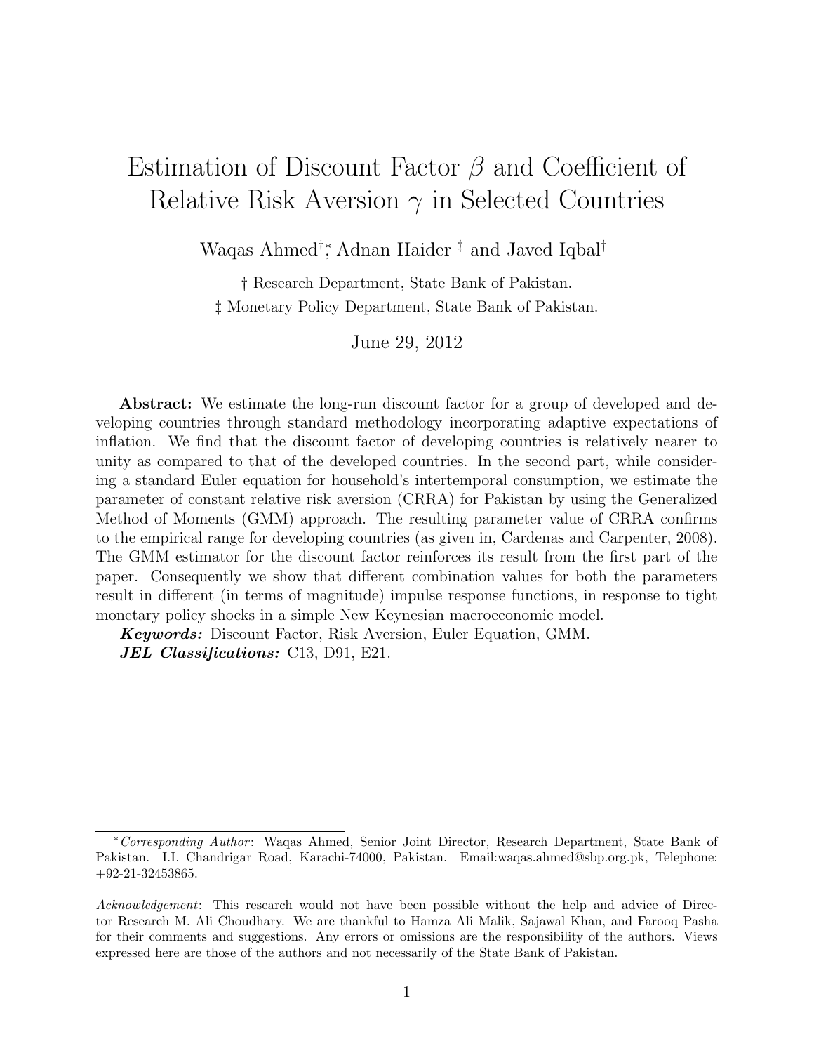# Estimation of Discount Factor $\beta$ and Coefficient of Relative Risk Aversion $\gamma$ in Selected Countries

Waqas Ahmed[†][*], Adnan Haider [‡] and Javed Iqbal[†]

[†] Research Department, State Bank of Pakistan.
[‡] Monetary Policy Department, State Bank of Pakistan.

June 29, 2012

**Abstract:** We estimate the long-run discount factor for a group of developed and developing countries through standard methodology incorporating adaptive expectations of inflation. We find that the discount factor of developing countries is relatively nearer to unity as compared to that of the developed countries. In the second part, while considering a standard Euler equation for household's intertemporal consumption, we estimate the parameter of constant relative risk aversion (CRRA) for Pakistan by using the Generalized Method of Moments (GMM) approach. The resulting parameter value of CRRA confirms to the empirical range for developing countries (as given in, Cardenas and Carpenter, 2008). The GMM estimator for the discount factor reinforces its result from the first part of the paper. Consequently we show that different combination values for both the parameters result in different (in terms of magnitude) impulse response functions, in response to tight monetary policy shocks in a simple New Keynesian macroeconomic model.

***Keywords:*** Discount Factor, Risk Aversion, Euler Equation, GMM.

***JEL Classifications:*** C13, D91, E21.

---

[*] *Corresponding Author*: Waqas Ahmed, Senior Joint Director, Research Department, State Bank of Pakistan. I.I. Chandrigar Road, Karachi-74000, Pakistan. Email:waqas.ahmed@sbp.org.pk, Telephone: +92-21-32453865.

*Acknowledgement*: This research would not have been possible without the help and advice of Director Research M. Ali Choudhary. We are thankful to Hamza Ali Malik, Sajawal Khan, and Farooq Pasha for their comments and suggestions. Any errors or omissions are the responsibility of the authors. Views expressed here are those of the authors and not necessarily of the State Bank of Pakistan.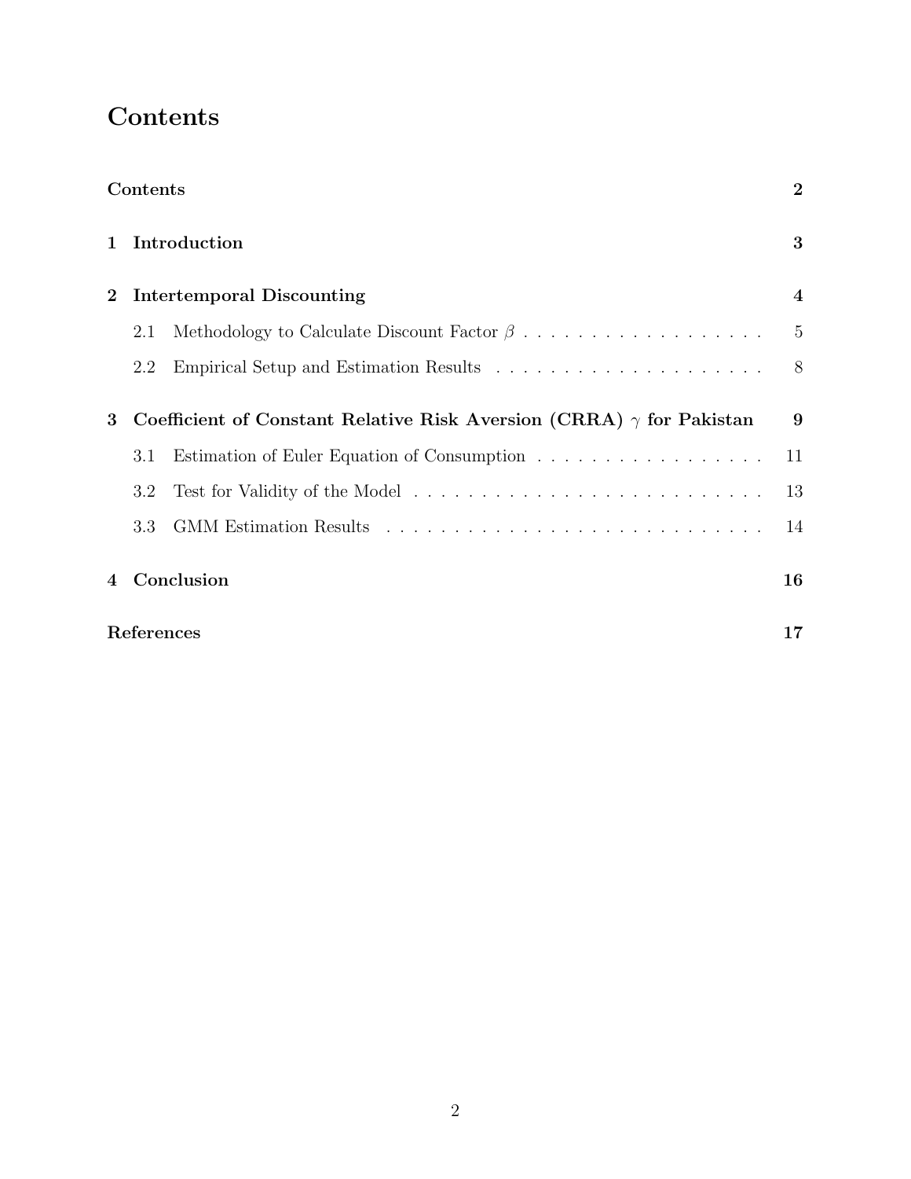# Contents

| | | |
|---|---|---|
| **Contents** | | **2** |
| **1** | **Introduction** | **3** |
| **2** | **Intertemporal Discounting** | **4** |
| 2.1 | Methodology to Calculate Discount Factor $\beta$ | 5 |
| 2.2 | Empirical Setup and Estimation Results | 8 |
| **3** | **Coefficient of Constant Relative Risk Aversion (CRRA) $\gamma$ for Pakistan** | **9** |
| 3.1 | Estimation of Euler Equation of Consumption | 11 |
| 3.2 | Test for Validity of the Model | 13 |
| 3.3 | GMM Estimation Results | 14 |
| **4** | **Conclusion** | **16** |
| **References** | | **17** |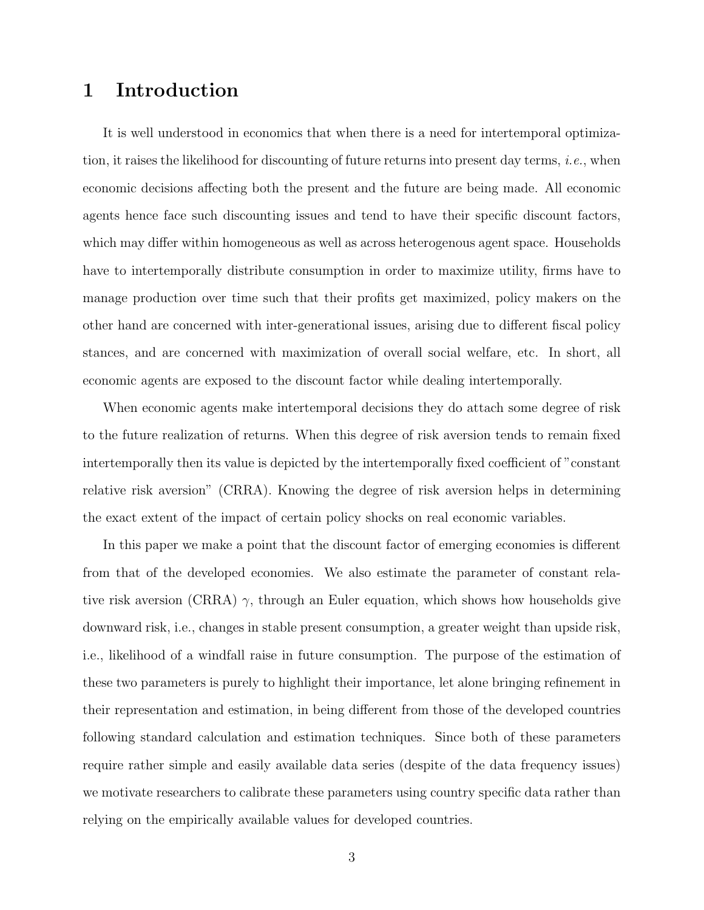# 1 Introduction

It is well understood in economics that when there is a need for intertemporal optimization, it raises the likelihood for discounting of future returns into present day terms, *i.e.*, when economic decisions affecting both the present and the future are being made. All economic agents hence face such discounting issues and tend to have their specific discount factors, which may differ within homogeneous as well as across heterogenous agent space. Households have to intertemporally distribute consumption in order to maximize utility, firms have to manage production over time such that their profits get maximized, policy makers on the other hand are concerned with inter-generational issues, arising due to different fiscal policy stances, and are concerned with maximization of overall social welfare, etc. In short, all economic agents are exposed to the discount factor while dealing intertemporally.

When economic agents make intertemporal decisions they do attach some degree of risk to the future realization of returns. When this degree of risk aversion tends to remain fixed intertemporally then its value is depicted by the intertemporally fixed coefficient of "constant relative risk aversion" (CRRA). Knowing the degree of risk aversion helps in determining the exact extent of the impact of certain policy shocks on real economic variables.

In this paper we make a point that the discount factor of emerging economies is different from that of the developed economies. We also estimate the parameter of constant relative risk aversion (CRRA) $\gamma$, through an Euler equation, which shows how households give downward risk, i.e., changes in stable present consumption, a greater weight than upside risk, i.e., likelihood of a windfall raise in future consumption. The purpose of the estimation of these two parameters is purely to highlight their importance, let alone bringing refinement in their representation and estimation, in being different from those of the developed countries following standard calculation and estimation techniques. Since both of these parameters require rather simple and easily available data series (despite of the data frequency issues) we motivate researchers to calibrate these parameters using country specific data rather than relying on the empirically available values for developed countries.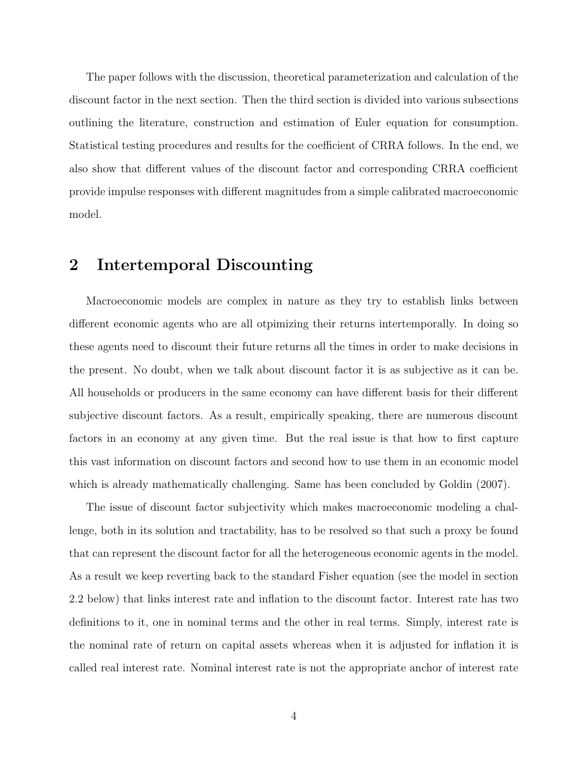The paper follows with the discussion, theoretical parameterization and calculation of the discount factor in the next section. Then the third section is divided into various subsections outlining the literature, construction and estimation of Euler equation for consumption. Statistical testing procedures and results for the coefficient of CRRA follows. In the end, we also show that different values of the discount factor and corresponding CRRA coefficient provide impulse responses with different magnitudes from a simple calibrated macroeconomic model.

## 2 Intertemporal Discounting

Macroeconomic models are complex in nature as they try to establish links between different economic agents who are all otpimizing their returns intertemporally. In doing so these agents need to discount their future returns all the times in order to make decisions in the present. No doubt, when we talk about discount factor it is as subjective as it can be. All households or producers in the same economy can have different basis for their different subjective discount factors. As a result, empirically speaking, there are numerous discount factors in an economy at any given time. But the real issue is that how to first capture this vast information on discount factors and second how to use them in an economic model which is already mathematically challenging. Same has been concluded by Goldin (2007).

The issue of discount factor subjectivity which makes macroeconomic modeling a challenge, both in its solution and tractability, has to be resolved so that such a proxy be found that can represent the discount factor for all the heterogeneous economic agents in the model. As a result we keep reverting back to the standard Fisher equation (see the model in section 2.2 below) that links interest rate and inflation to the discount factor. Interest rate has two definitions to it, one in nominal terms and the other in real terms. Simply, interest rate is the nominal rate of return on capital assets whereas when it is adjusted for inflation it is called real interest rate. Nominal interest rate is not the appropriate anchor of interest rate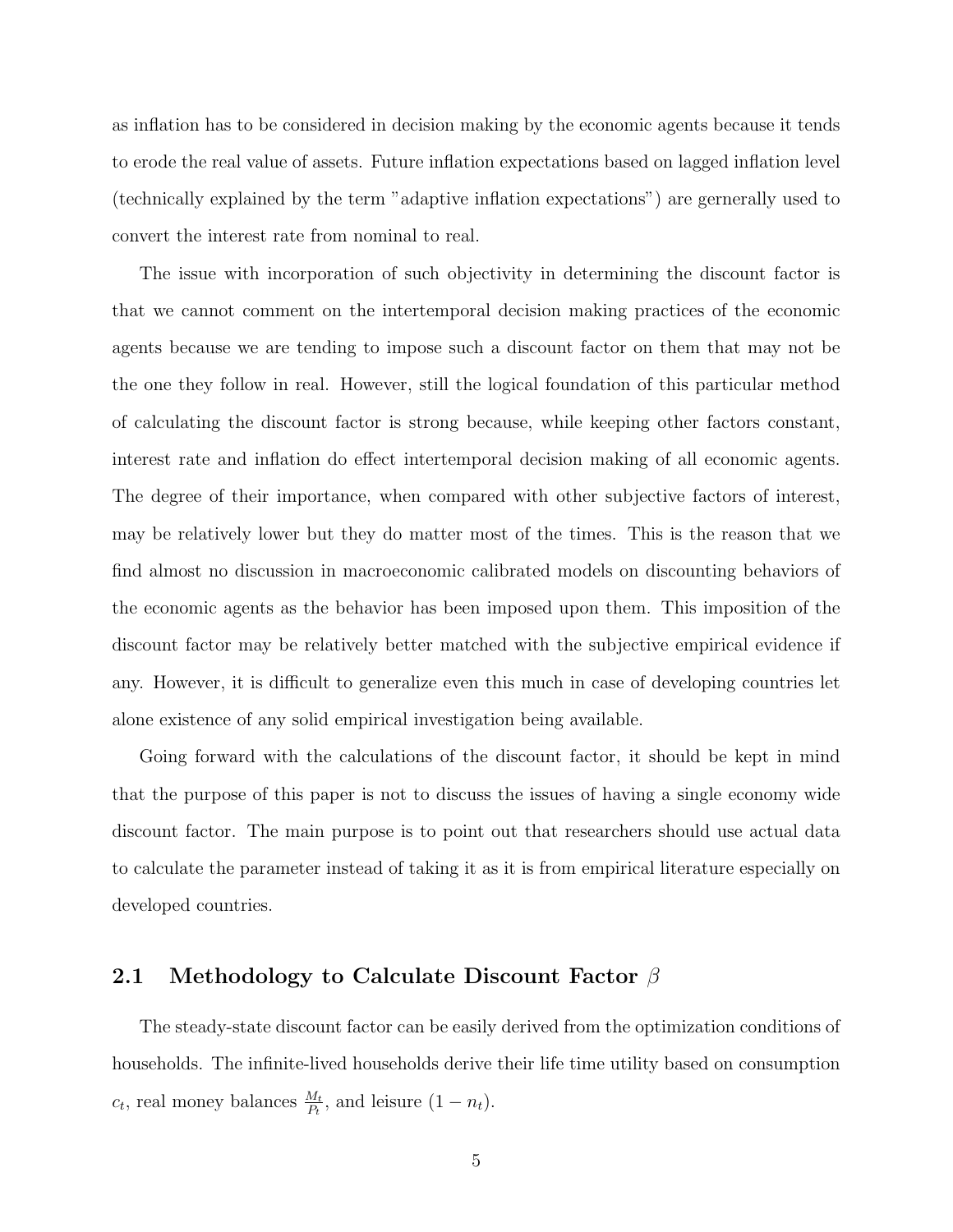as inflation has to be considered in decision making by the economic agents because it tends to erode the real value of assets. Future inflation expectations based on lagged inflation level (technically explained by the term "adaptive inflation expectations") are gernerally used to convert the interest rate from nominal to real.

The issue with incorporation of such objectivity in determining the discount factor is that we cannot comment on the intertemporal decision making practices of the economic agents because we are tending to impose such a discount factor on them that may not be the one they follow in real. However, still the logical foundation of this particular method of calculating the discount factor is strong because, while keeping other factors constant, interest rate and inflation do effect intertemporal decision making of all economic agents. The degree of their importance, when compared with other subjective factors of interest, may be relatively lower but they do matter most of the times. This is the reason that we find almost no discussion in macroeconomic calibrated models on discounting behaviors of the economic agents as the behavior has been imposed upon them. This imposition of the discount factor may be relatively better matched with the subjective empirical evidence if any. However, it is difficult to generalize even this much in case of developing countries let alone existence of any solid empirical investigation being available.

Going forward with the calculations of the discount factor, it should be kept in mind that the purpose of this paper is not to discuss the issues of having a single economy wide discount factor. The main purpose is to point out that researchers should use actual data to calculate the parameter instead of taking it as it is from empirical literature especially on developed countries.

## 2.1 Methodology to Calculate Discount Factor $\beta$

The steady-state discount factor can be easily derived from the optimization conditions of households. The infinite-lived households derive their life time utility based on consumption $c_t$, real money balances $\frac{M_t}{P_t}$, and leisure $(1 - n_t)$.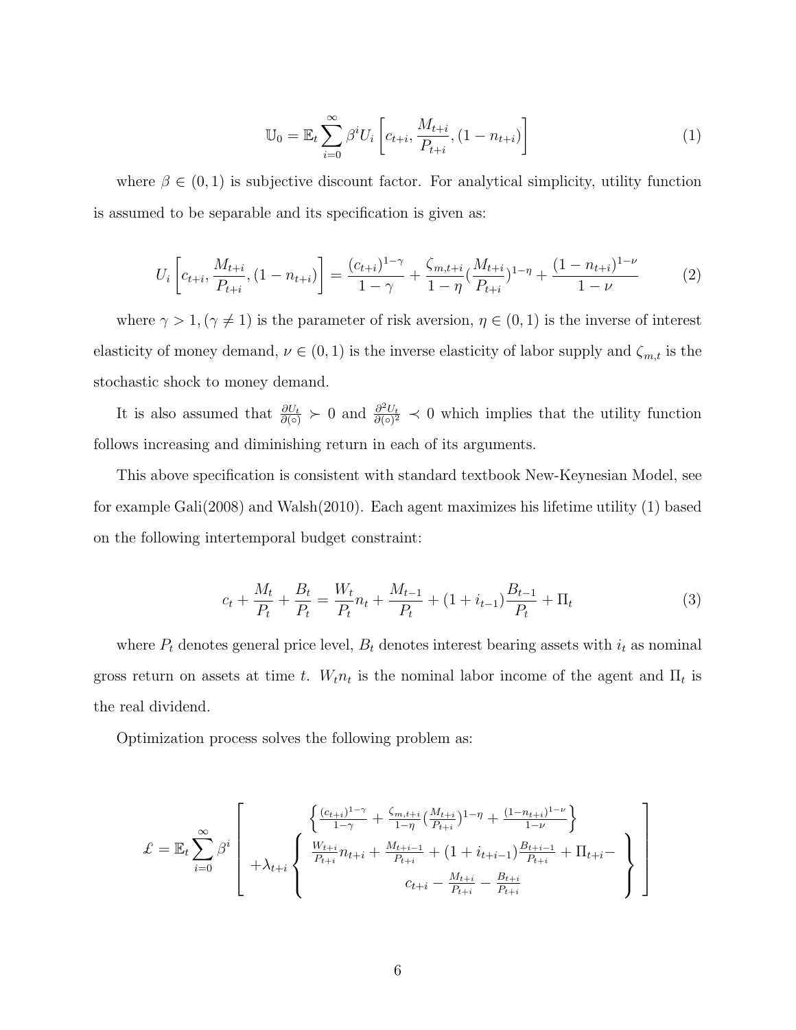$$\mathbb{U}_0 = \mathbb{E}_t \sum_{i=0}^{\infty} \beta^i U_i \left[ c_{t+i}, \frac{M_{t+i}}{P_{t+i}}, (1 - n_{t+i}) \right] \tag{1}$$

where $\beta \in (0, 1)$ is subjective discount factor. For analytical simplicity, utility function is assumed to be separable and its specification is given as:

$$U_i \left[ c_{t+i}, \frac{M_{t+i}}{P_{t+i}}, (1 - n_{t+i}) \right] = \frac{(c_{t+i})^{1-\gamma}}{1-\gamma} + \frac{\zeta_{m,t+i}}{1-\eta} (\frac{M_{t+i}}{P_{t+i}})^{1-\eta} + \frac{(1 - n_{t+i})^{1-\nu}}{1-\nu} \tag{2}$$

where $\gamma > 1, (\gamma \neq 1)$ is the parameter of risk aversion, $\eta \in (0, 1)$ is the inverse of interest elasticity of money demand, $\nu \in (0, 1)$ is the inverse elasticity of labor supply and $\zeta_{m,t}$ is the stochastic shock to money demand.

It is also assumed that $\frac{\partial U_t}{\partial (\circ)} \succ 0$ and $\frac{\partial^2 U_t}{\partial (\circ)^2} \prec 0$ which implies that the utility function follows increasing and diminishing return in each of its arguments.

This above specification is consistent with standard textbook New-Keynesian Model, see for example Gali(2008) and Walsh(2010). Each agent maximizes his lifetime utility (1) based on the following intertemporal budget constraint:

$$c_t + \frac{M_t}{P_t} + \frac{B_t}{P_t} = \frac{W_t}{P_t} n_t + \frac{M_{t-1}}{P_t} + (1 + i_{t-1}) \frac{B_{t-1}}{P_t} + \Pi_t \tag{3}$$

where $P_t$ denotes general price level, $B_t$ denotes interest bearing assets with $i_t$ as nominal gross return on assets at time $t$. $W_t n_t$ is the nominal labor income of the agent and $\Pi_t$ is the real dividend.

Optimization process solves the following problem as:

$$\pounds = \mathbb{E}_t \sum_{i=0}^{\infty} \beta^i \left[ \begin{array}{c} \left\{ \frac{(c_{t+i})^{1-\gamma}}{1-\gamma} + \frac{\zeta_{m,t+i}}{1-\eta} (\frac{M_{t+i}}{P_{t+i}})^{1-\eta} + \frac{(1-n_{t+i})^{1-\nu}}{1-\nu} \right\} \\ +\lambda_{t+i} \left\{ \begin{array}{c} \frac{W_{t+i}}{P_{t+i}} n_{t+i} + \frac{M_{t+i-1}}{P_{t+i}} + (1 + i_{t+i-1}) \frac{B_{t+i-1}}{P_{t+i}} + \Pi_{t+i} - \\ c_{t+i} - \frac{M_{t+i}}{P_{t+i}} - \frac{B_{t+i}}{P_{t+i}} \end{array} \right\} \end{array} \right]$$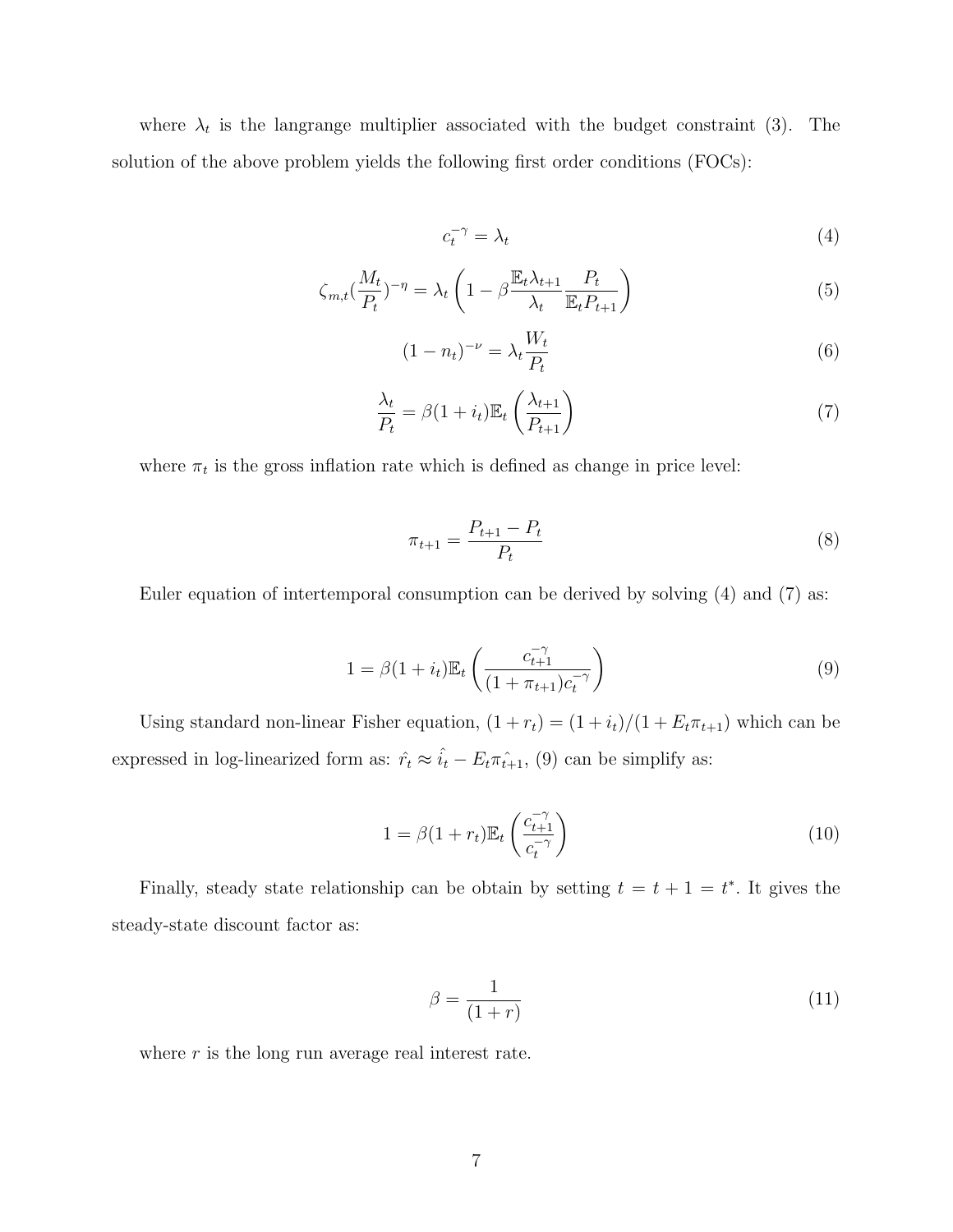where $\lambda_t$ is the langrange multiplier associated with the budget constraint (3). The solution of the above problem yields the following first order conditions (FOCs):

$$c_t^{-\gamma} = \lambda_t \tag{4}$$

$$\zeta_{m,t}(\frac{M_t}{P_t})^{-\eta} = \lambda_t \left(1 - \beta \frac{\mathbb{E}_t \lambda_{t+1}}{\lambda_t} \frac{P_t}{\mathbb{E}_t P_{t+1}}\right) \tag{5}$$

$$(1 - n_t)^{-\nu} = \lambda_t \frac{W_t}{P_t} \tag{6}$$

$$\frac{\lambda_t}{P_t} = \beta(1 + i_t)\mathbb{E}_t \left(\frac{\lambda_{t+1}}{P_{t+1}}\right) \tag{7}$$

where $\pi_t$ is the gross inflation rate which is defined as change in price level:

$$\pi_{t+1} = \frac{P_{t+1} - P_t}{P_t} \tag{8}$$

Euler equation of intertemporal consumption can be derived by solving (4) and (7) as:

$$1 = \beta(1 + i_t)\mathbb{E}_t \left(\frac{c_{t+1}^{-\gamma}}{(1 + \pi_{t+1})c_t^{-\gamma}}\right) \tag{9}$$

Using standard non-linear Fisher equation, $(1 + r_t) = (1 + i_t)/(1 + E_t \pi_{t+1})$ which can be expressed in log-linearized form as: $\hat{r}_t \approx \hat{i}_t - E_t \hat{\pi_{t+1}}$, (9) can be simplify as:

$$1 = \beta(1 + r_t)\mathbb{E}_t \left(\frac{c_{t+1}^{-\gamma}}{c_t^{-\gamma}}\right) \tag{10}$$

Finally, steady state relationship can be obtain by setting $t = t + 1 = t^*$. It gives the steady-state discount factor as:

$$\beta = \frac{1}{(1 + r)} \tag{11}$$

where $r$ is the long run average real interest rate.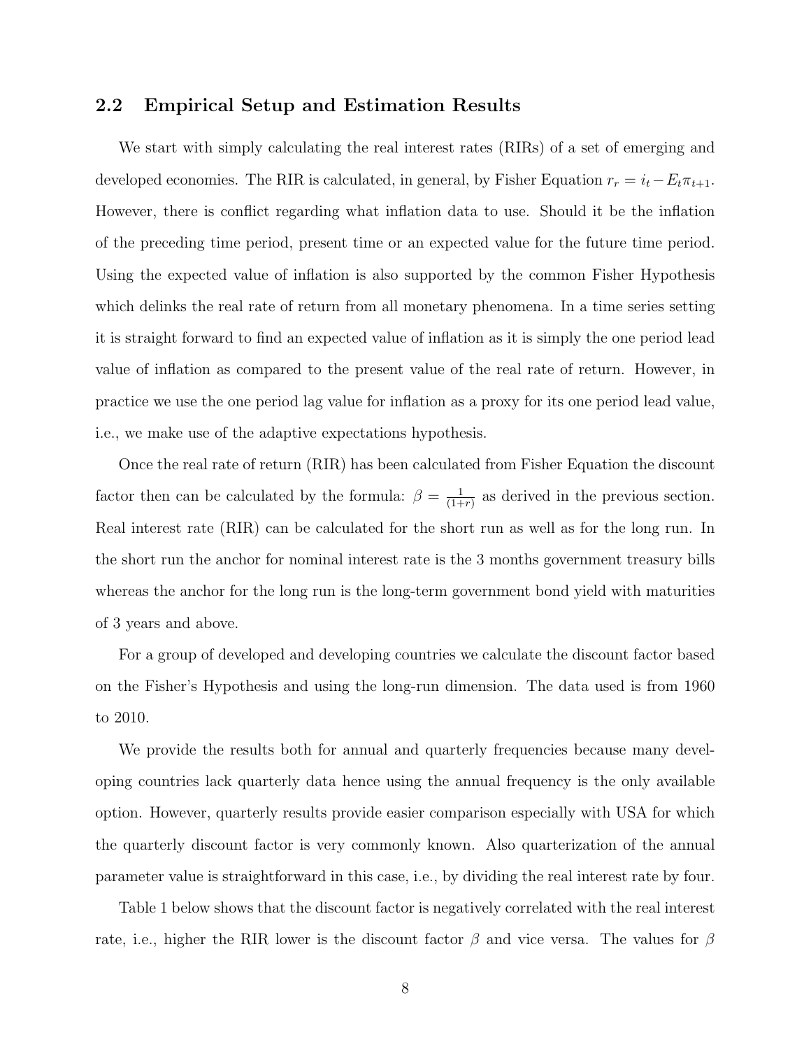## 2.2 Empirical Setup and Estimation Results

We start with simply calculating the real interest rates (RIRs) of a set of emerging and developed economies. The RIR is calculated, in general, by Fisher Equation $r_r = i_t - E_t\pi_{t+1}$. However, there is conflict regarding what inflation data to use. Should it be the inflation of the preceding time period, present time or an expected value for the future time period. Using the expected value of inflation is also supported by the common Fisher Hypothesis which delinks the real rate of return from all monetary phenomena. In a time series setting it is straight forward to find an expected value of inflation as it is simply the one period lead value of inflation as compared to the present value of the real rate of return. However, in practice we use the one period lag value for inflation as a proxy for its one period lead value, i.e., we make use of the adaptive expectations hypothesis.

Once the real rate of return (RIR) has been calculated from Fisher Equation the discount factor then can be calculated by the formula: $\beta = \frac{1}{(1+r)}$ as derived in the previous section. Real interest rate (RIR) can be calculated for the short run as well as for the long run. In the short run the anchor for nominal interest rate is the 3 months government treasury bills whereas the anchor for the long run is the long-term government bond yield with maturities of 3 years and above.

For a group of developed and developing countries we calculate the discount factor based on the Fisher's Hypothesis and using the long-run dimension. The data used is from 1960 to 2010.

We provide the results both for annual and quarterly frequencies because many developing countries lack quarterly data hence using the annual frequency is the only available option. However, quarterly results provide easier comparison especially with USA for which the quarterly discount factor is very commonly known. Also quarterization of the annual parameter value is straightforward in this case, i.e., by dividing the real interest rate by four.

Table 1 below shows that the discount factor is negatively correlated with the real interest rate, i.e., higher the RIR lower is the discount factor $\beta$ and vice versa. The values for $\beta$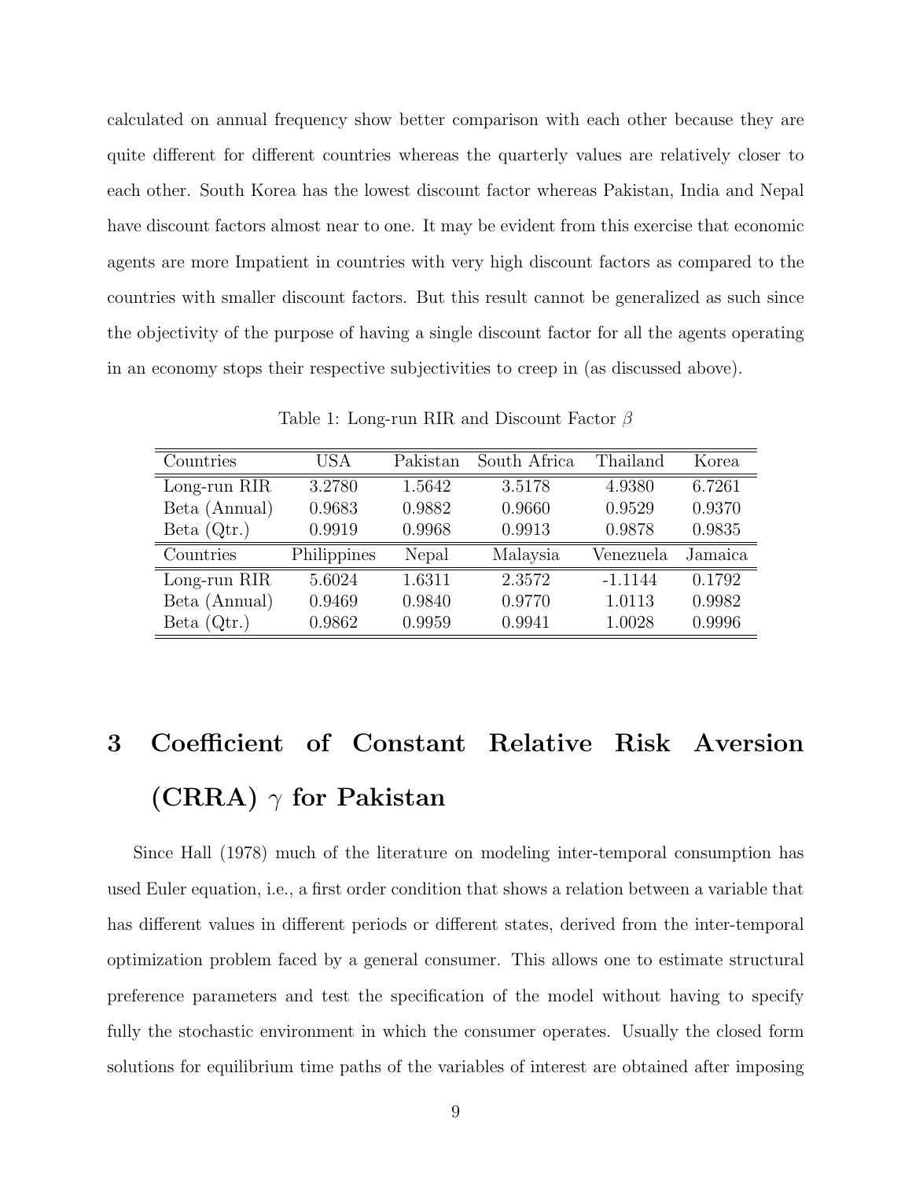calculated on annual frequency show better comparison with each other because they are quite different for different countries whereas the quarterly values are relatively closer to each other. South Korea has the lowest discount factor whereas Pakistan, India and Nepal have discount factors almost near to one. It may be evident from this exercise that economic agents are more Impatient in countries with very high discount factors as compared to the countries with smaller discount factors. But this result cannot be generalized as such since the objectivity of the purpose of having a single discount factor for all the agents operating in an economy stops their respective subjectivities to creep in (as discussed above).

Table 1: Long-run RIR and Discount Factor $\beta$

| Countries | USA | Pakistan | South Africa | Thailand | Korea |
|---|---|---|---|---|---|
| Long-run RIR | 3.2780 | 1.5642 | 3.5178 | 4.9380 | 6.7261 |
| Beta (Annual) | 0.9683 | 0.9882 | 0.9660 | 0.9529 | 0.9370 |
| Beta (Qtr.) | 0.9919 | 0.9968 | 0.9913 | 0.9878 | 0.9835 |
| **Countries** | **Philippines** | **Nepal** | **Malaysia** | **Venezuela** | **Jamaica** |
| Long-run RIR | 5.6024 | 1.6311 | 2.3572 | -1.1144 | 0.1792 |
| Beta (Annual) | 0.9469 | 0.9840 | 0.9770 | 1.0113 | 0.9982 |
| Beta (Qtr.) | 0.9862 | 0.9959 | 0.9941 | 1.0028 | 0.9996 |

# 3 Coefficient of Constant Relative Risk Aversion (CRRA) $\gamma$ for Pakistan

Since Hall (1978) much of the literature on modeling inter-temporal consumption has used Euler equation, i.e., a first order condition that shows a relation between a variable that has different values in different periods or different states, derived from the inter-temporal optimization problem faced by a general consumer. This allows one to estimate structural preference parameters and test the specification of the model without having to specify fully the stochastic environment in which the consumer operates. Usually the closed form solutions for equilibrium time paths of the variables of interest are obtained after imposing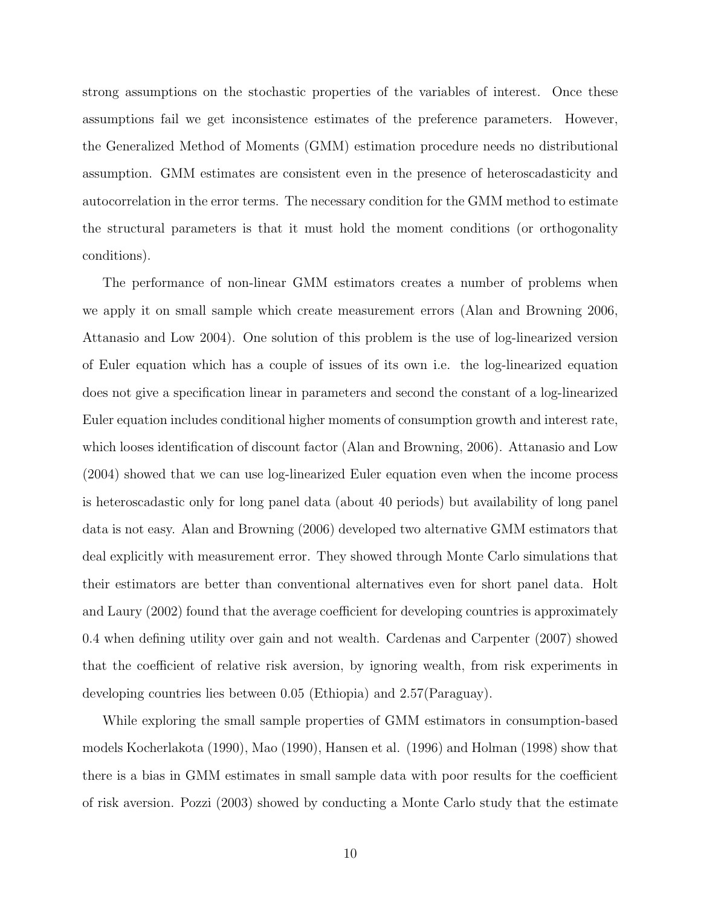strong assumptions on the stochastic properties of the variables of interest. Once these assumptions fail we get inconsistence estimates of the preference parameters. However, the Generalized Method of Moments (GMM) estimation procedure needs no distributional assumption. GMM estimates are consistent even in the presence of heteroscadasticity and autocorrelation in the error terms. The necessary condition for the GMM method to estimate the structural parameters is that it must hold the moment conditions (or orthogonality conditions).

The performance of non-linear GMM estimators creates a number of problems when we apply it on small sample which create measurement errors (Alan and Browning 2006, Attanasio and Low 2004). One solution of this problem is the use of log-linearized version of Euler equation which has a couple of issues of its own i.e. the log-linearized equation does not give a specification linear in parameters and second the constant of a log-linearized Euler equation includes conditional higher moments of consumption growth and interest rate, which looses identification of discount factor (Alan and Browning, 2006). Attanasio and Low (2004) showed that we can use log-linearized Euler equation even when the income process is heteroscadastic only for long panel data (about 40 periods) but availability of long panel data is not easy. Alan and Browning (2006) developed two alternative GMM estimators that deal explicitly with measurement error. They showed through Monte Carlo simulations that their estimators are better than conventional alternatives even for short panel data. Holt and Laury (2002) found that the average coefficient for developing countries is approximately 0.4 when defining utility over gain and not wealth. Cardenas and Carpenter (2007) showed that the coefficient of relative risk aversion, by ignoring wealth, from risk experiments in developing countries lies between 0.05 (Ethiopia) and 2.57(Paraguay).

While exploring the small sample properties of GMM estimators in consumption-based models Kocherlakota (1990), Mao (1990), Hansen et al. (1996) and Holman (1998) show that there is a bias in GMM estimates in small sample data with poor results for the coefficient of risk aversion. Pozzi (2003) showed by conducting a Monte Carlo study that the estimate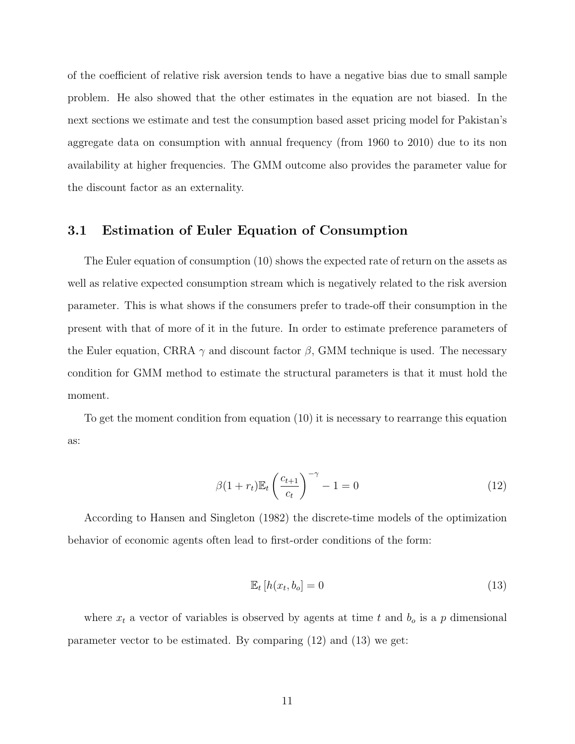of the coefficient of relative risk aversion tends to have a negative bias due to small sample problem. He also showed that the other estimates in the equation are not biased. In the next sections we estimate and test the consumption based asset pricing model for Pakistan's aggregate data on consumption with annual frequency (from 1960 to 2010) due to its non availability at higher frequencies. The GMM outcome also provides the parameter value for the discount factor as an externality.

### 3.1 Estimation of Euler Equation of Consumption

The Euler equation of consumption (10) shows the expected rate of return on the assets as well as relative expected consumption stream which is negatively related to the risk aversion parameter. This is what shows if the consumers prefer to trade-off their consumption in the present with that of more of it in the future. In order to estimate preference parameters of the Euler equation, CRRA $\gamma$ and discount factor $\beta$, GMM technique is used. The necessary condition for GMM method to estimate the structural parameters is that it must hold the moment.

To get the moment condition from equation (10) it is necessary to rearrange this equation as:

$$\beta(1+r_t)\mathbb{E}_t\left(\frac{c_{t+1}}{c_t}\right)^{-\gamma} - 1 = 0 \tag{12}$$

According to Hansen and Singleton (1982) the discrete-time models of the optimization behavior of economic agents often lead to first-order conditions of the form:

$$\mathbb{E}_t\left[h(x_t, b_o\right] = 0 \tag{13}$$

where $x_t$ a vector of variables is observed by agents at time $t$ and $b_o$ is a $p$ dimensional parameter vector to be estimated. By comparing (12) and (13) we get: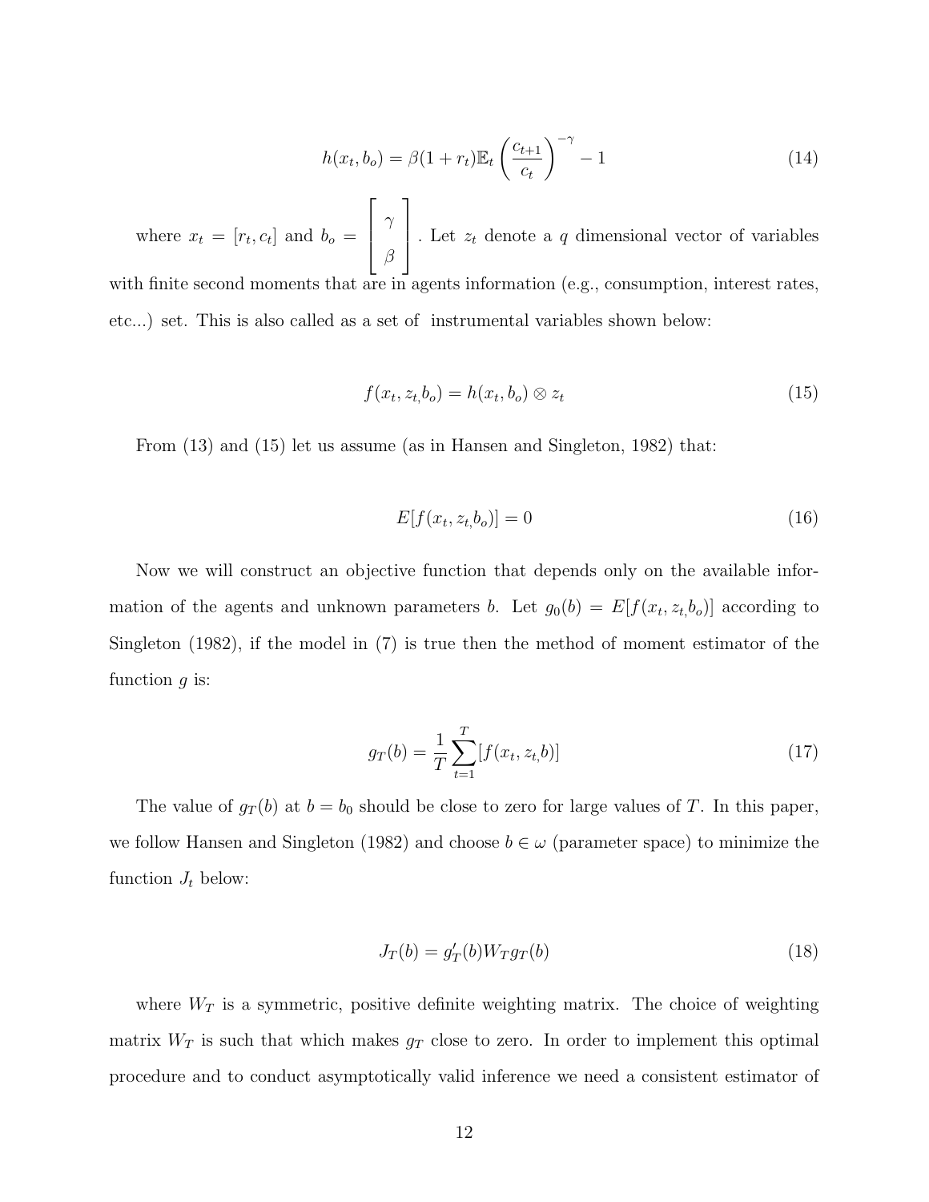$$h(x_t, b_o) = \beta(1 + r_t)\mathbb{E}_t\left(\frac{c_{t+1}}{c_t}\right)^{-\gamma} - 1 \tag{14}$$

where $x_t = [r_t, c_t]$ and $b_o = \begin{bmatrix} \gamma \\ \beta \end{bmatrix}$. Let $z_t$ denote a $q$ dimensional vector of variables with finite second moments that are in agents information (e.g., consumption, interest rates, etc...) set. This is also called as a set of instrumental variables shown below:

$$f(x_t, z_{t,} b_o) = h(x_t, b_o) \otimes z_t \tag{15}$$

From (13) and (15) let us assume (as in Hansen and Singleton, 1982) that:

$$E[f(x_t, z_{t,} b_o)] = 0 \tag{16}$$

Now we will construct an objective function that depends only on the available information of the agents and unknown parameters $b$. Let $g_0(b) = E[f(x_t, z_{t,} b_o)]$ according to Singleton (1982), if the model in (7) is true then the method of moment estimator of the function $g$ is:

$$g_T(b) = \frac{1}{T}\sum_{t=1}^{T}[f(x_t, z_{t,} b)] \tag{17}$$

The value of $g_T(b)$ at $b = b_0$ should be close to zero for large values of $T$. In this paper, we follow Hansen and Singleton (1982) and choose $b \in \omega$ (parameter space) to minimize the function $J_t$ below:

$$J_T(b) = g'_T(b) W_T g_T(b) \tag{18}$$

where $W_T$ is a symmetric, positive definite weighting matrix. The choice of weighting matrix $W_T$ is such that which makes $g_T$ close to zero. In order to implement this optimal procedure and to conduct asymptotically valid inference we need a consistent estimator of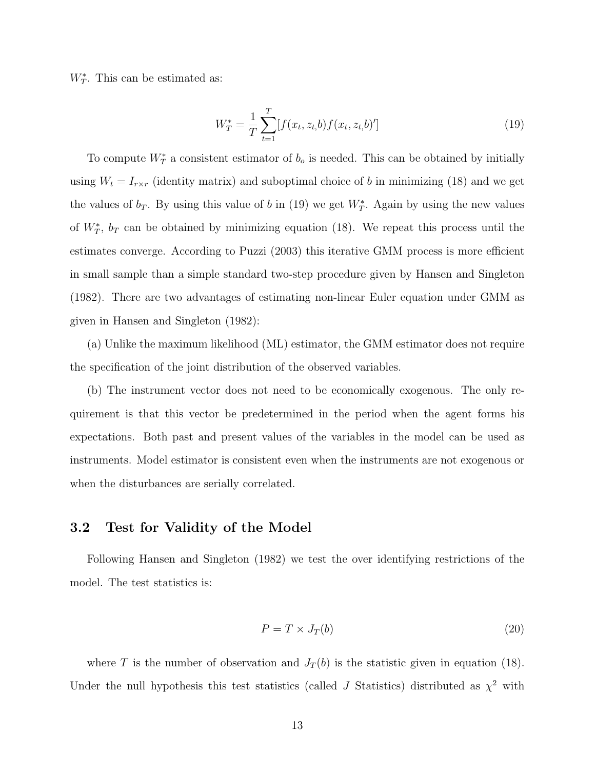$W_T^*$. This can be estimated as:

$$W_T^* = \frac{1}{T}\sum_{t=1}^{T}[f(x_t, z_{t,}b)f(x_t, z_{t,}b)'] \tag{19}$$

To compute $W_T^*$ a consistent estimator of $b_o$ is needed. This can be obtained by initially using $W_t = I_{r \times r}$ (identity matrix) and suboptimal choice of $b$ in minimizing (18) and we get the values of $b_T$. By using this value of $b$ in (19) we get $W_T^*$. Again by using the new values of $W_T^*$, $b_T$ can be obtained by minimizing equation (18). We repeat this process until the estimates converge. According to Puzzi (2003) this iterative GMM process is more efficient in small sample than a simple standard two-step procedure given by Hansen and Singleton (1982). There are two advantages of estimating non-linear Euler equation under GMM as given in Hansen and Singleton (1982):

(a) Unlike the maximum likelihood (ML) estimator, the GMM estimator does not require the specification of the joint distribution of the observed variables.

(b) The instrument vector does not need to be economically exogenous. The only requirement is that this vector be predetermined in the period when the agent forms his expectations. Both past and present values of the variables in the model can be used as instruments. Model estimator is consistent even when the instruments are not exogenous or when the disturbances are serially correlated.

## 3.2 Test for Validity of the Model

Following Hansen and Singleton (1982) we test the over identifying restrictions of the model. The test statistics is:

$$P = T \times J_T(b) \tag{20}$$

where $T$ is the number of observation and $J_T(b)$ is the statistic given in equation (18). Under the null hypothesis this test statistics (called $J$ Statistics) distributed as $\chi^2$ with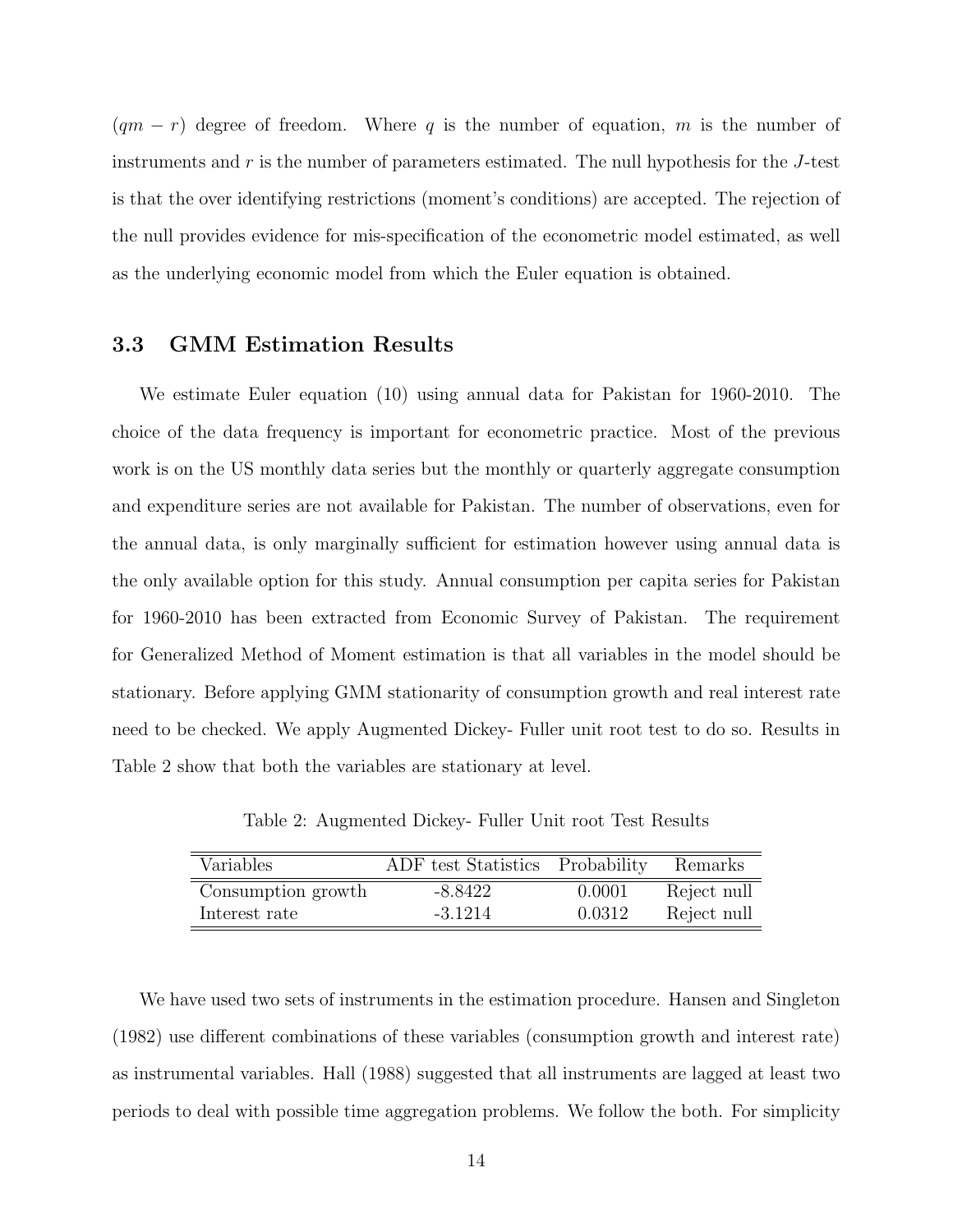$(qm - r)$ degree of freedom. Where $q$ is the number of equation, $m$ is the number of instruments and $r$ is the number of parameters estimated. The null hypothesis for the $J$-test is that the over identifying restrictions (moment's conditions) are accepted. The rejection of the null provides evidence for mis-specification of the econometric model estimated, as well as the underlying economic model from which the Euler equation is obtained.

### 3.3 GMM Estimation Results

We estimate Euler equation (10) using annual data for Pakistan for 1960-2010. The choice of the data frequency is important for econometric practice. Most of the previous work is on the US monthly data series but the monthly or quarterly aggregate consumption and expenditure series are not available for Pakistan. The number of observations, even for the annual data, is only marginally sufficient for estimation however using annual data is the only available option for this study. Annual consumption per capita series for Pakistan for 1960-2010 has been extracted from Economic Survey of Pakistan. The requirement for Generalized Method of Moment estimation is that all variables in the model should be stationary. Before applying GMM stationarity of consumption growth and real interest rate need to be checked. We apply Augmented Dickey- Fuller unit root test to do so. Results in Table 2 show that both the variables are stationary at level.

Table 2: Augmented Dickey- Fuller Unit root Test Results

| Variables | ADF test Statistics | Probability | Remarks |
|---|---|---|---|
| Consumption growth | -8.8422 | 0.0001 | Reject null |
| Interest rate | -3.1214 | 0.0312 | Reject null |

We have used two sets of instruments in the estimation procedure. Hansen and Singleton (1982) use different combinations of these variables (consumption growth and interest rate) as instrumental variables. Hall (1988) suggested that all instruments are lagged at least two periods to deal with possible time aggregation problems. We follow the both. For simplicity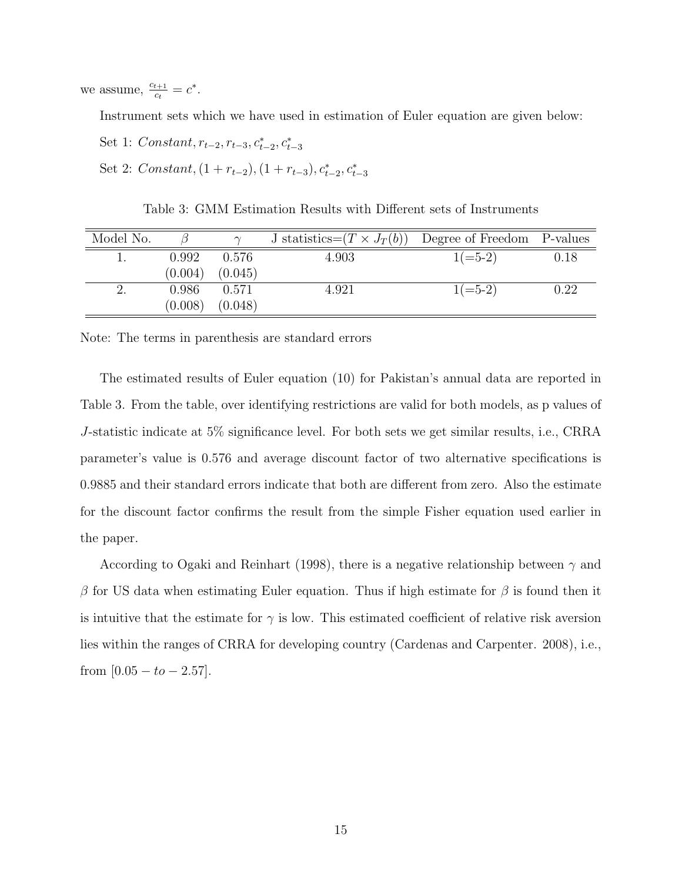we assume, $\frac{c_{t+1}}{c_t} = c^*$.

Instrument sets which we have used in estimation of Euler equation are given below:

Set 1: $Constant, r_{t-2}, r_{t-3}, c^*_{t-2}, c^*_{t-3}$

Set 2: $Constant, (1 + r_{t-2}), (1 + r_{t-3}), c^*_{t-2}, c^*_{t-3}$

Table 3: GMM Estimation Results with Different sets of Instruments

| Model No. | $\beta$ | $\gamma$ | J statistics=$(T \times J_T(b))$ | Degree of Freedom | P-values |
|---|---|---|---|---|---|
| 1. | 0.992 | 0.576 | 4.903 | 1(=5-2) | 0.18 |
| | (0.004) | (0.045) | | | |
| 2. | 0.986 | 0.571 | 4.921 | 1(=5-2) | 0.22 |
| | (0.008) | (0.048) | | | |

Note: The terms in parenthesis are standard errors

The estimated results of Euler equation (10) for Pakistan's annual data are reported in Table 3. From the table, over identifying restrictions are valid for both models, as p values of $J$-statistic indicate at 5% significance level. For both sets we get similar results, i.e., CRRA parameter's value is 0.576 and average discount factor of two alternative specifications is 0.9885 and their standard errors indicate that both are different from zero. Also the estimate for the discount factor confirms the result from the simple Fisher equation used earlier in the paper.

According to Ogaki and Reinhart (1998), there is a negative relationship between $\gamma$ and $\beta$ for US data when estimating Euler equation. Thus if high estimate for $\beta$ is found then it is intuitive that the estimate for $\gamma$ is low. This estimated coefficient of relative risk aversion lies within the ranges of CRRA for developing country (Cardenas and Carpenter. 2008), i.e., from $[0.05 - to - 2.57]$.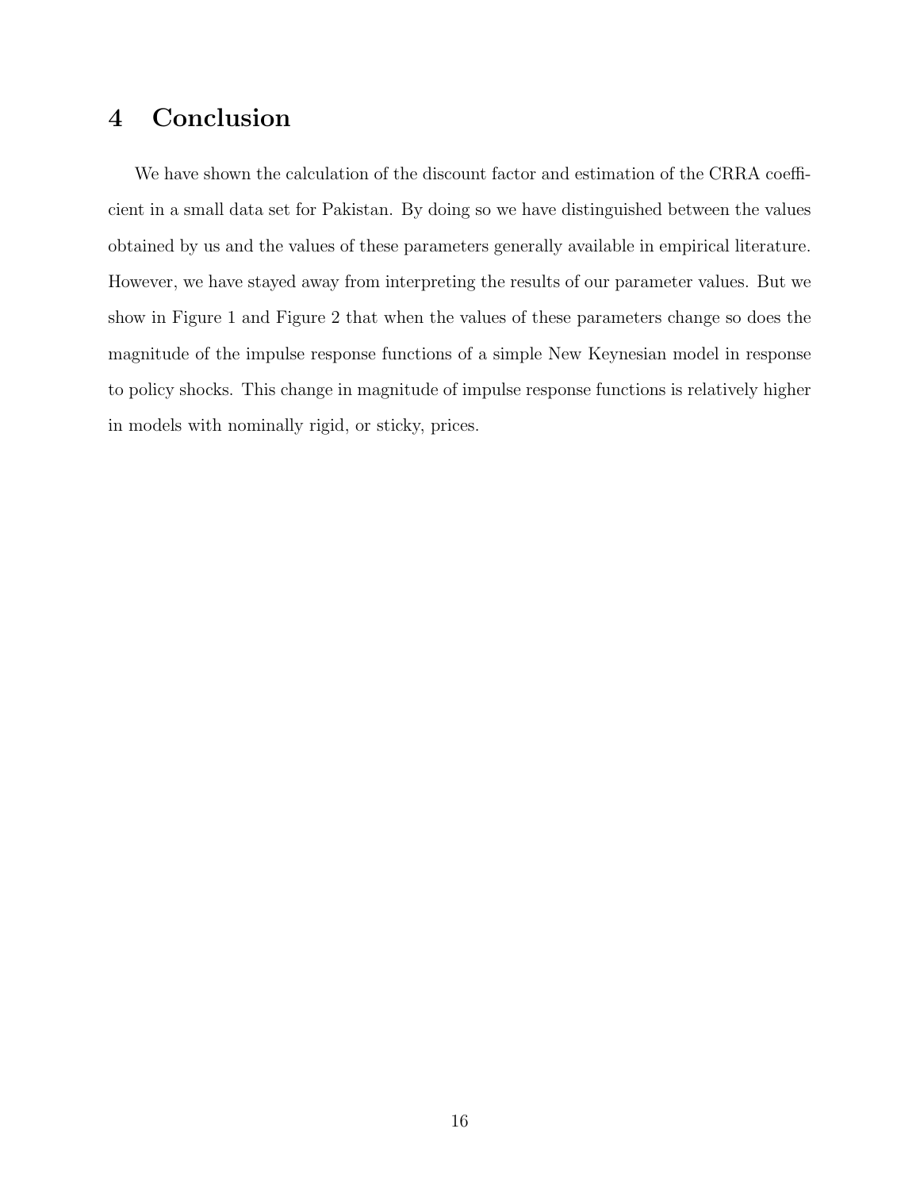# 4 Conclusion

We have shown the calculation of the discount factor and estimation of the CRRA coefficient in a small data set for Pakistan. By doing so we have distinguished between the values obtained by us and the values of these parameters generally available in empirical literature. However, we have stayed away from interpreting the results of our parameter values. But we show in Figure 1 and Figure 2 that when the values of these parameters change so does the magnitude of the impulse response functions of a simple New Keynesian model in response to policy shocks. This change in magnitude of impulse response functions is relatively higher in models with nominally rigid, or sticky, prices.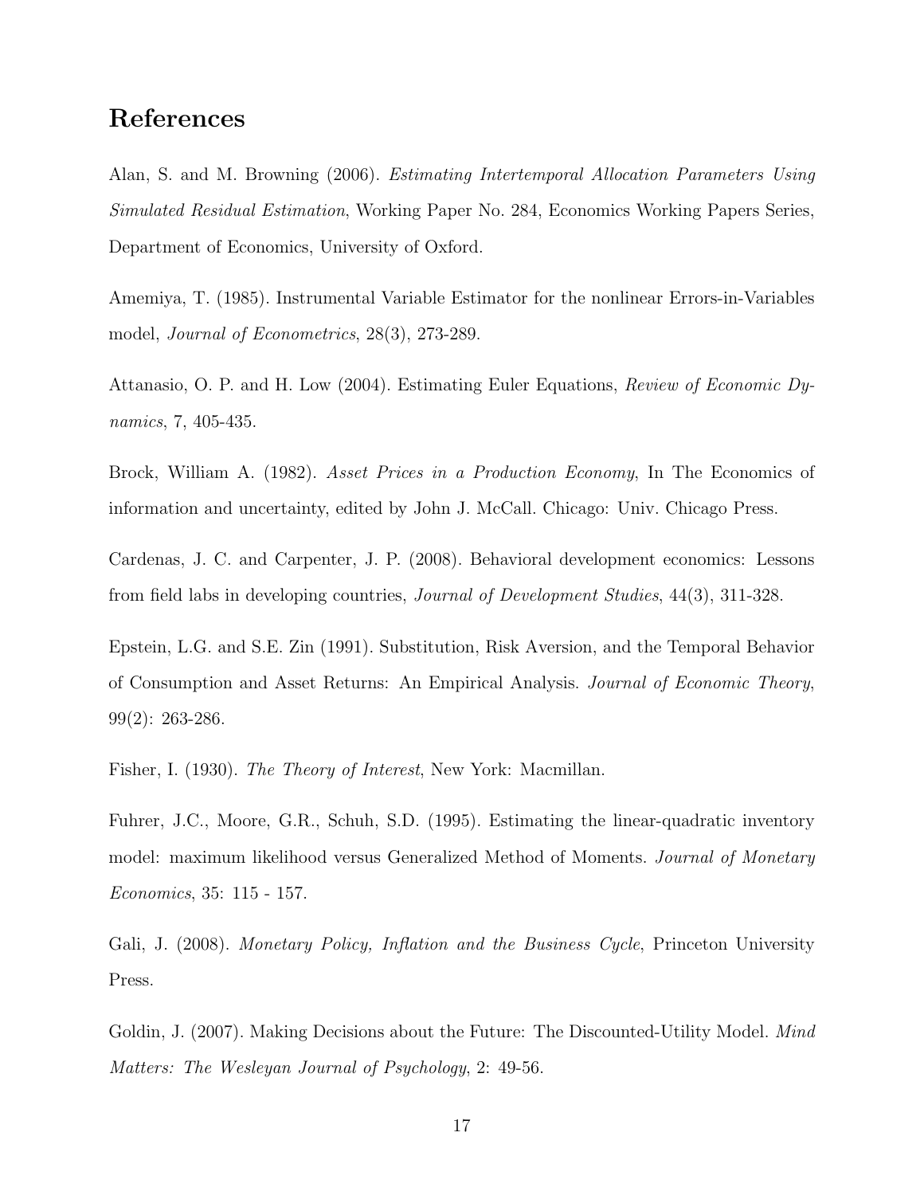# References

Alan, S. and M. Browning (2006). *Estimating Intertemporal Allocation Parameters Using Simulated Residual Estimation*, Working Paper No. 284, Economics Working Papers Series, Department of Economics, University of Oxford.

Amemiya, T. (1985). Instrumental Variable Estimator for the nonlinear Errors-in-Variables model, *Journal of Econometrics*, 28(3), 273-289.

Attanasio, O. P. and H. Low (2004). Estimating Euler Equations, *Review of Economic Dynamics*, 7, 405-435.

Brock, William A. (1982). *Asset Prices in a Production Economy*, In The Economics of information and uncertainty, edited by John J. McCall. Chicago: Univ. Chicago Press.

Cardenas, J. C. and Carpenter, J. P. (2008). Behavioral development economics: Lessons from field labs in developing countries, *Journal of Development Studies*, 44(3), 311-328.

Epstein, L.G. and S.E. Zin (1991). Substitution, Risk Aversion, and the Temporal Behavior of Consumption and Asset Returns: An Empirical Analysis. *Journal of Economic Theory*, 99(2): 263-286.

Fisher, I. (1930). *The Theory of Interest*, New York: Macmillan.

Fuhrer, J.C., Moore, G.R., Schuh, S.D. (1995). Estimating the linear-quadratic inventory model: maximum likelihood versus Generalized Method of Moments. *Journal of Monetary Economics*, 35: 115 - 157.

Gali, J. (2008). *Monetary Policy, Inflation and the Business Cycle*, Princeton University Press.

Goldin, J. (2007). Making Decisions about the Future: The Discounted-Utility Model. *Mind Matters: The Wesleyan Journal of Psychology*, 2: 49-56.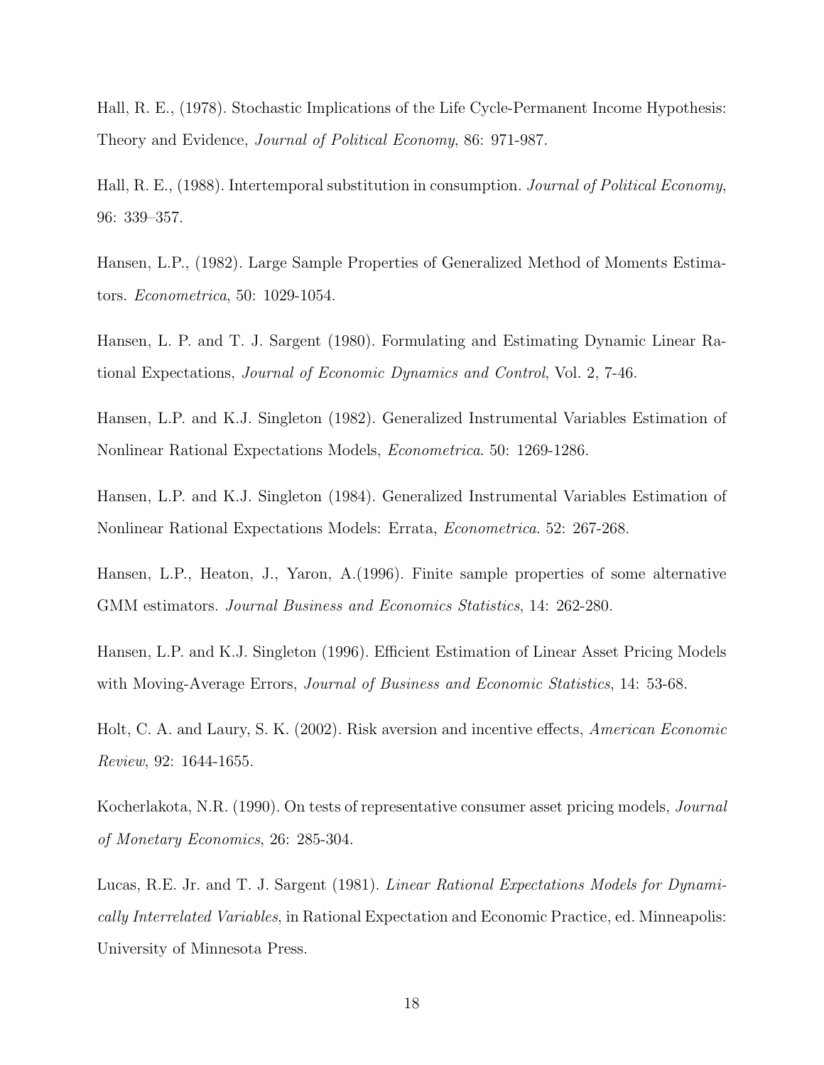Hall, R. E., (1978). Stochastic Implications of the Life Cycle-Permanent Income Hypothesis: Theory and Evidence, *Journal of Political Economy*, 86: 971-987.

Hall, R. E., (1988). Intertemporal substitution in consumption. *Journal of Political Economy*, 96: 339–357.

Hansen, L.P., (1982). Large Sample Properties of Generalized Method of Moments Estimators. *Econometrica*, 50: 1029-1054.

Hansen, L. P. and T. J. Sargent (1980). Formulating and Estimating Dynamic Linear Rational Expectations, *Journal of Economic Dynamics and Control*, Vol. 2, 7-46.

Hansen, L.P. and K.J. Singleton (1982). Generalized Instrumental Variables Estimation of Nonlinear Rational Expectations Models, *Econometrica*. 50: 1269-1286.

Hansen, L.P. and K.J. Singleton (1984). Generalized Instrumental Variables Estimation of Nonlinear Rational Expectations Models: Errata, *Econometrica*. 52: 267-268.

Hansen, L.P., Heaton, J., Yaron, A.(1996). Finite sample properties of some alternative GMM estimators. *Journal Business and Economics Statistics*, 14: 262-280.

Hansen, L.P. and K.J. Singleton (1996). Efficient Estimation of Linear Asset Pricing Models with Moving-Average Errors, *Journal of Business and Economic Statistics*, 14: 53-68.

Holt, C. A. and Laury, S. K. (2002). Risk aversion and incentive effects, *American Economic Review*, 92: 1644-1655.

Kocherlakota, N.R. (1990). On tests of representative consumer asset pricing models, *Journal of Monetary Economics*, 26: 285-304.

Lucas, R.E. Jr. and T. J. Sargent (1981). *Linear Rational Expectations Models for Dynamically Interrelated Variables*, in Rational Expectation and Economic Practice, ed. Minneapolis: University of Minnesota Press.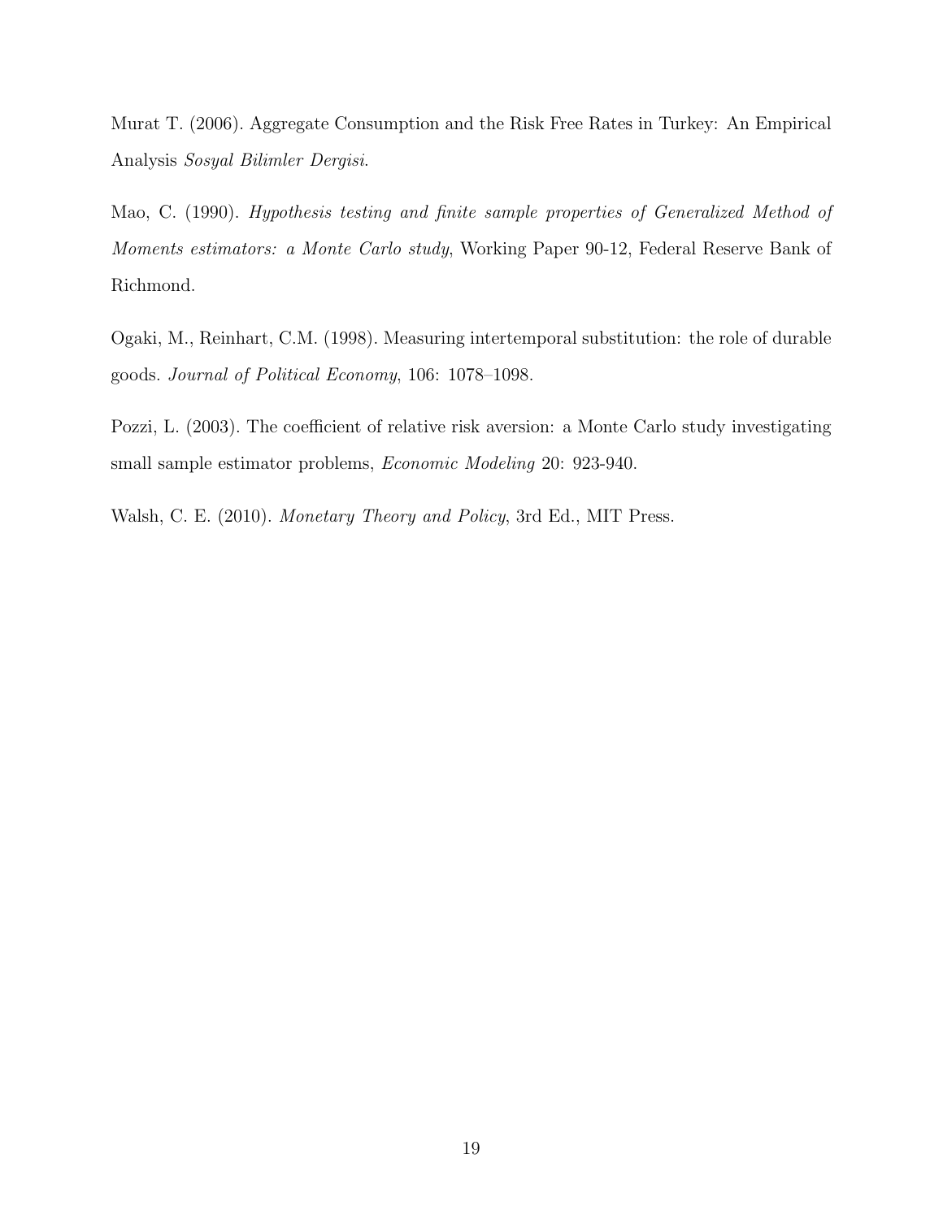Murat T. (2006). Aggregate Consumption and the Risk Free Rates in Turkey: An Empirical Analysis *Sosyal Bilimler Dergisi*.

Mao, C. (1990). *Hypothesis testing and finite sample properties of Generalized Method of Moments estimators: a Monte Carlo study*, Working Paper 90-12, Federal Reserve Bank of Richmond.

Ogaki, M., Reinhart, C.M. (1998). Measuring intertemporal substitution: the role of durable goods. *Journal of Political Economy*, 106: 1078–1098.

Pozzi, L. (2003). The coefficient of relative risk aversion: a Monte Carlo study investigating small sample estimator problems, *Economic Modeling* 20: 923-940.

Walsh, C. E. (2010). *Monetary Theory and Policy*, 3rd Ed., MIT Press.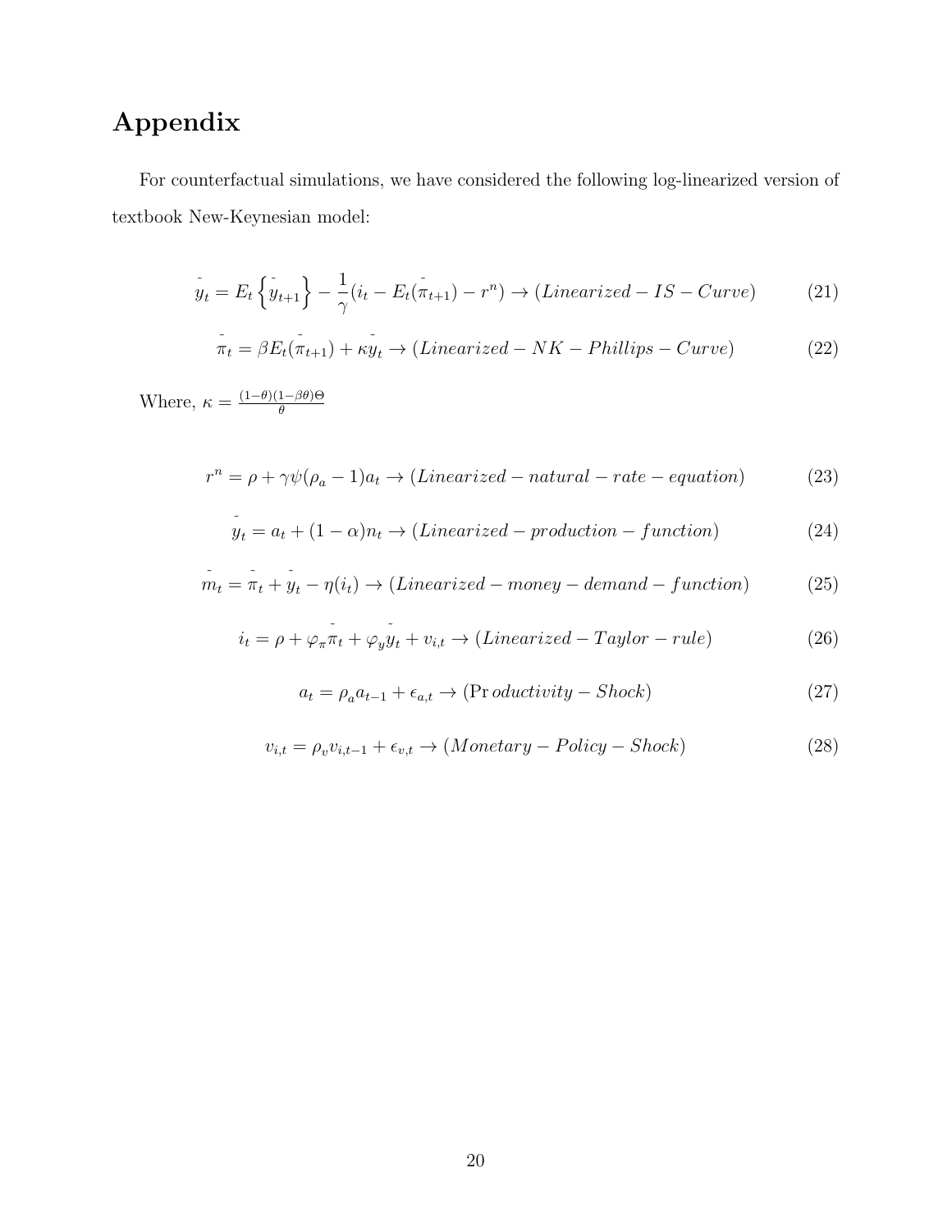# Appendix

For counterfactual simulations, we have considered the following log-linearized version of textbook New-Keynesian model:

$$\tilde{y}_t = E_t\left\{\tilde{y}_{t+1}\right\} - \frac{1}{\gamma}(i_t - E_t(\tilde{\pi}_{t+1}) - r^n) \rightarrow (Linearized - IS - Curve) \tag{21}$$

$$\tilde{\pi}_t = \beta E_t(\tilde{\pi}_{t+1}) + \kappa\tilde{y}_t \rightarrow (Linearized - NK - Phillips - Curve) \tag{22}$$

Where, $\kappa = \frac{(1-\theta)(1-\beta\theta)\Theta}{\theta}$

$$r^n = \rho + \gamma\psi(\rho_a - 1)a_t \rightarrow (Linearized - natural - rate - equation) \tag{23}$$

$$\tilde{y}_t = a_t + (1-\alpha)n_t \rightarrow (Linearized - production - function) \tag{24}$$

$$\tilde{m}_t = \tilde{\pi}_t + \tilde{y}_t - \eta(i_t) \rightarrow (Linearized - money - demand - function) \tag{25}$$

$$i_t = \rho + \varphi_\pi\tilde{\pi}_t + \varphi_y\tilde{y}_t + v_{i,t} \rightarrow (Linearized - Taylor - rule) \tag{26}$$

$$a_t = \rho_a a_{t-1} + \epsilon_{a,t} \rightarrow (\text{Pr}\,oductivity - Shock) \tag{27}$$

$$v_{i,t} = \rho_v v_{i,t-1} + \epsilon_{v,t} \rightarrow (Monetary - Policy - Shock) \tag{28}$$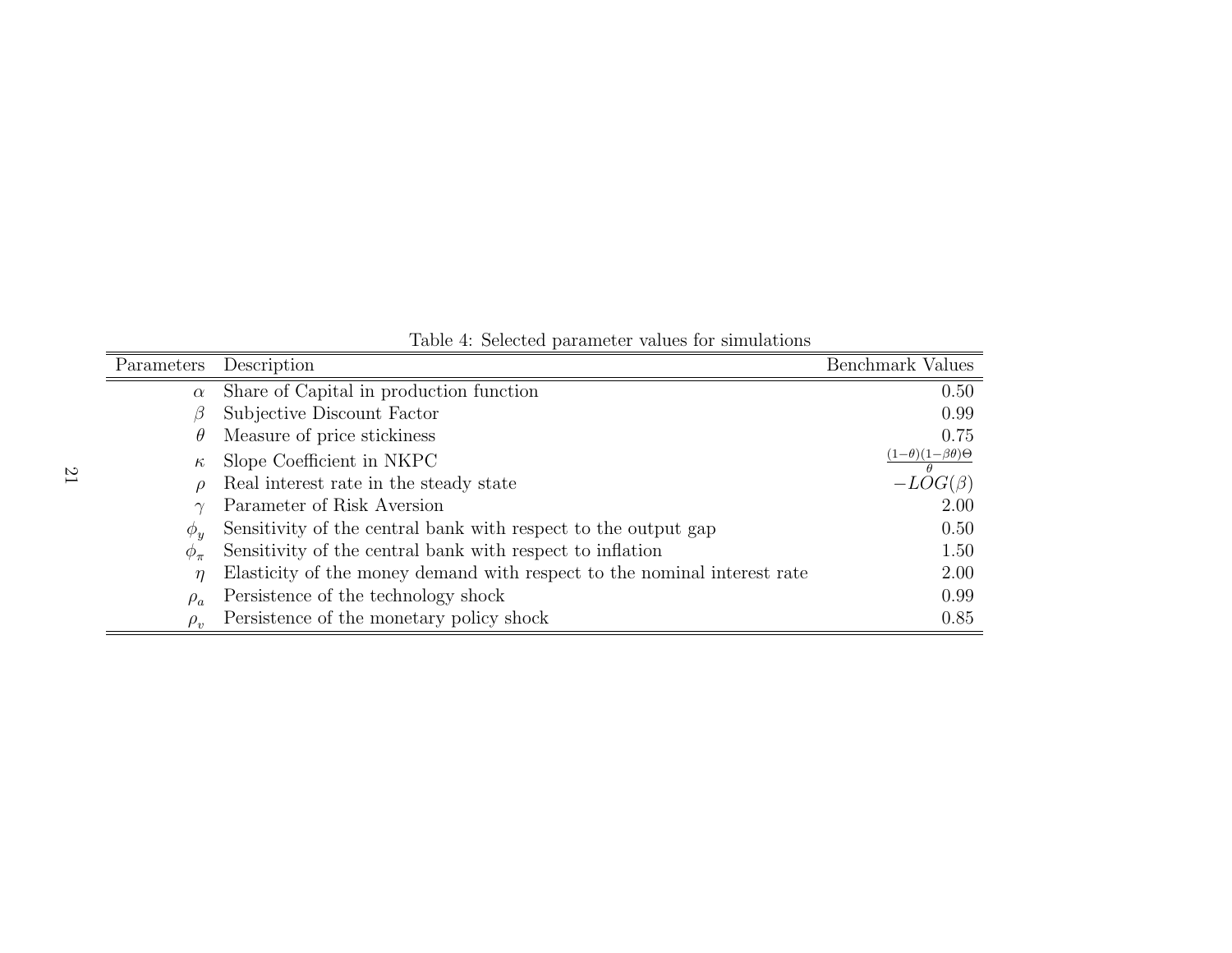Table 4: Selected parameter values for simulations

| Parameters | Description | Benchmark Values |
|---|---|---|
| $\alpha$ | Share of Capital in production function | 0.50 |
| $\beta$ | Subjective Discount Factor | 0.99 |
| $\theta$ | Measure of price stickiness | 0.75 |
| $\kappa$ | Slope Coefficient in NKPC | $\frac{(1-\theta)(1-\beta\theta)\Theta}{\theta}$ |
| $\rho$ | Real interest rate in the steady state | $-LOG(\beta)$ |
| $\gamma$ | Parameter of Risk Aversion | 2.00 |
| $\phi_y$ | Sensitivity of the central bank with respect to the output gap | 0.50 |
| $\phi_\pi$ | Sensitivity of the central bank with respect to inflation | 1.50 |
| $\eta$ | Elasticity of the money demand with respect to the nominal interest rate | 2.00 |
| $\rho_a$ | Persistence of the technology shock | 0.99 |
| $\rho_v$ | Persistence of the monetary policy shock | 0.85 |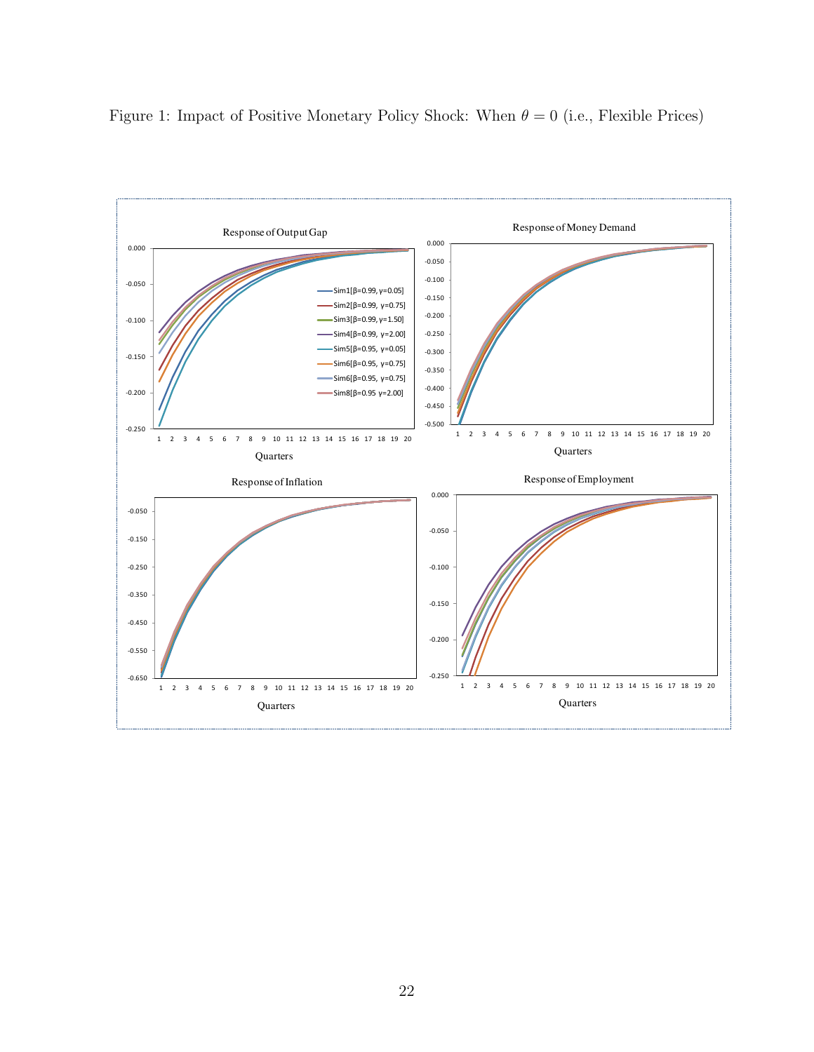Figure 1: Impact of Positive Monetary Policy Shock: When $\theta = 0$ (i.e., Flexible Prices)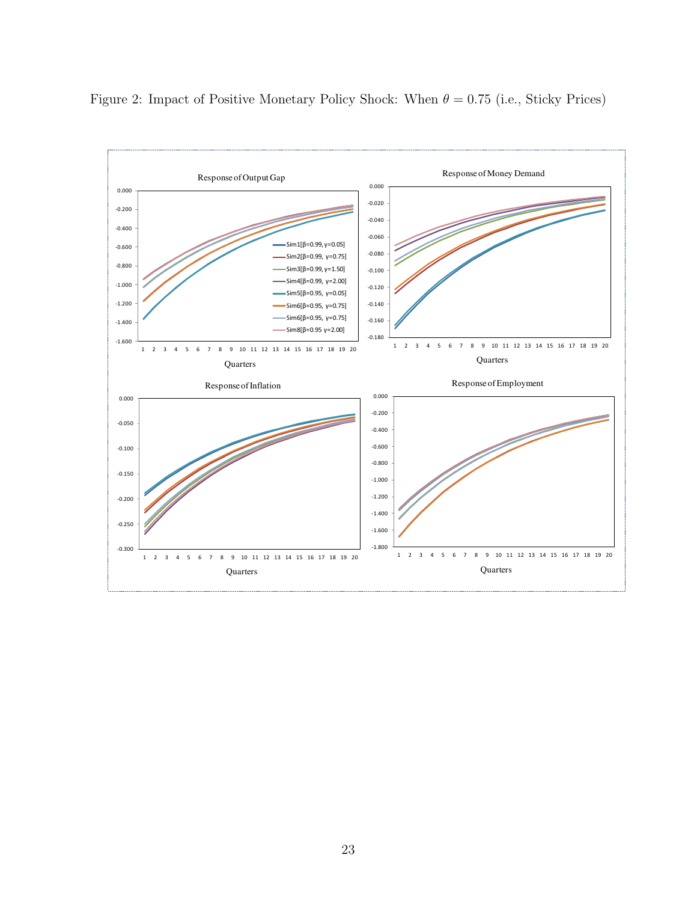Figure 2: Impact of Positive Monetary Policy Shock: When $\theta = 0.75$ (i.e., Sticky Prices)

Response of Output Gap

0.000
-0.200
-0.400
-0.600
-0.800
-1.000
-1.200
-1.400
-1.600

1 2 3 4 5 6 7 8 9 10 11 12 13 14 15 16 17 18 19 20

Quarters

Sim1[β=0.99, γ=0.05]
Sim2[β=0.99, γ=0.75]
Sim3[β=0.99, γ=1.50]
Sim4[β=0.99, γ=2.00]
Sim5[β=0.95, γ=0.05]
Sim6[β=0.95, γ=0.75]
Sim6[β=0.95, γ=0.75]
Sim8[β=0.95 γ=2.00]

Response of Money Demand

0.000
-0.020
-0.040
-0.060
-0.080
-0.100
-0.120
-0.140
-0.160
-0.180

1 2 3 4 5 6 7 8 9 10 11 12 13 14 15 16 17 18 19 20

Quarters

Response of Inflation

0.000
-0.050
-0.100
-0.150
-0.200
-0.250
-0.300

1 2 3 4 5 6 7 8 9 10 11 12 13 14 15 16 17 18 19 20

Quarters

Response of Employment

0.000
-0.200
-0.400
-0.600
-0.800
-1.000
-1.200
-1.400
-1.600
-1.800

1 2 3 4 5 6 7 8 9 10 11 12 13 14 15 16 17 18 19 20

Quarters